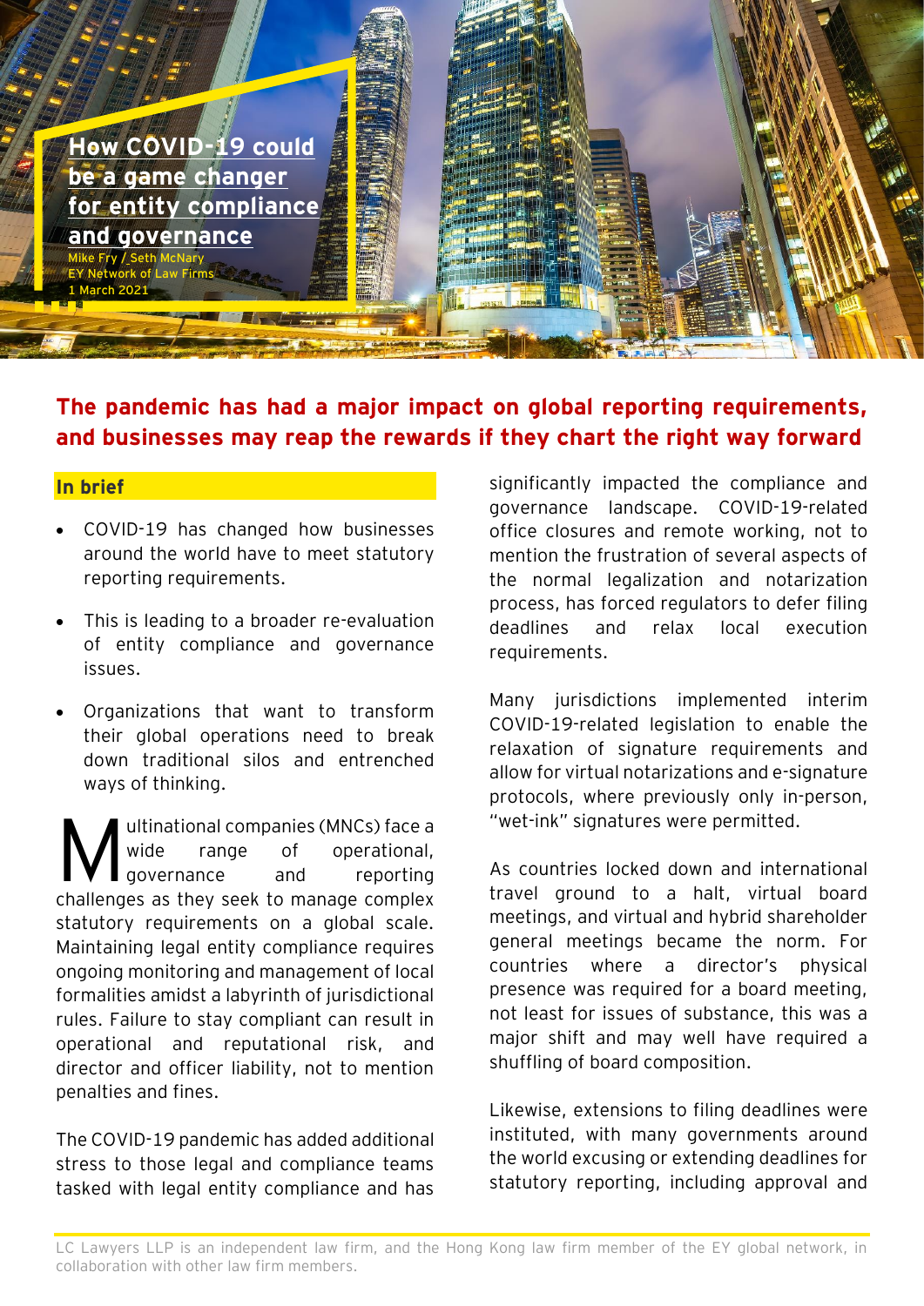# How COVID-19 could be a game changer for entity compliance and governance

Mike Fry / Seth McNary
EY Network of Law Firms
1 March 2021

## The pandemic has had a major impact on global reporting requirements, and businesses may reap the rewards if they chart the right way forward

### In brief

- COVID-19 has changed how businesses around the world have to meet statutory reporting requirements.
- This is leading to a broader re-evaluation of entity compliance and governance issues.
- Organizations that want to transform their global operations need to break down traditional silos and entrenched ways of thinking.

Multinational companies (MNCs) face a wide range of operational, governance and reporting challenges as they seek to manage complex statutory requirements on a global scale. Maintaining legal entity compliance requires ongoing monitoring and management of local formalities amidst a labyrinth of jurisdictional rules. Failure to stay compliant can result in operational and reputational risk, and director and officer liability, not to mention penalties and fines.

The COVID-19 pandemic has added additional stress to those legal and compliance teams tasked with legal entity compliance and has significantly impacted the compliance and governance landscape. COVID-19-related office closures and remote working, not to mention the frustration of several aspects of the normal legalization and notarization process, has forced regulators to defer filing deadlines and relax local execution requirements.

Many jurisdictions implemented interim COVID-19-related legislation to enable the relaxation of signature requirements and allow for virtual notarizations and e-signature protocols, where previously only in-person, "wet-ink" signatures were permitted.

As countries locked down and international travel ground to a halt, virtual board meetings, and virtual and hybrid shareholder general meetings became the norm. For countries where a director's physical presence was required for a board meeting, not least for issues of substance, this was a major shift and may well have required a shuffling of board composition.

Likewise, extensions to filing deadlines were instituted, with many governments around the world excusing or extending deadlines for statutory reporting, including approval and

LC Lawyers LLP is an independent law firm, and the Hong Kong law firm member of the EY global network, in collaboration with other law firm members.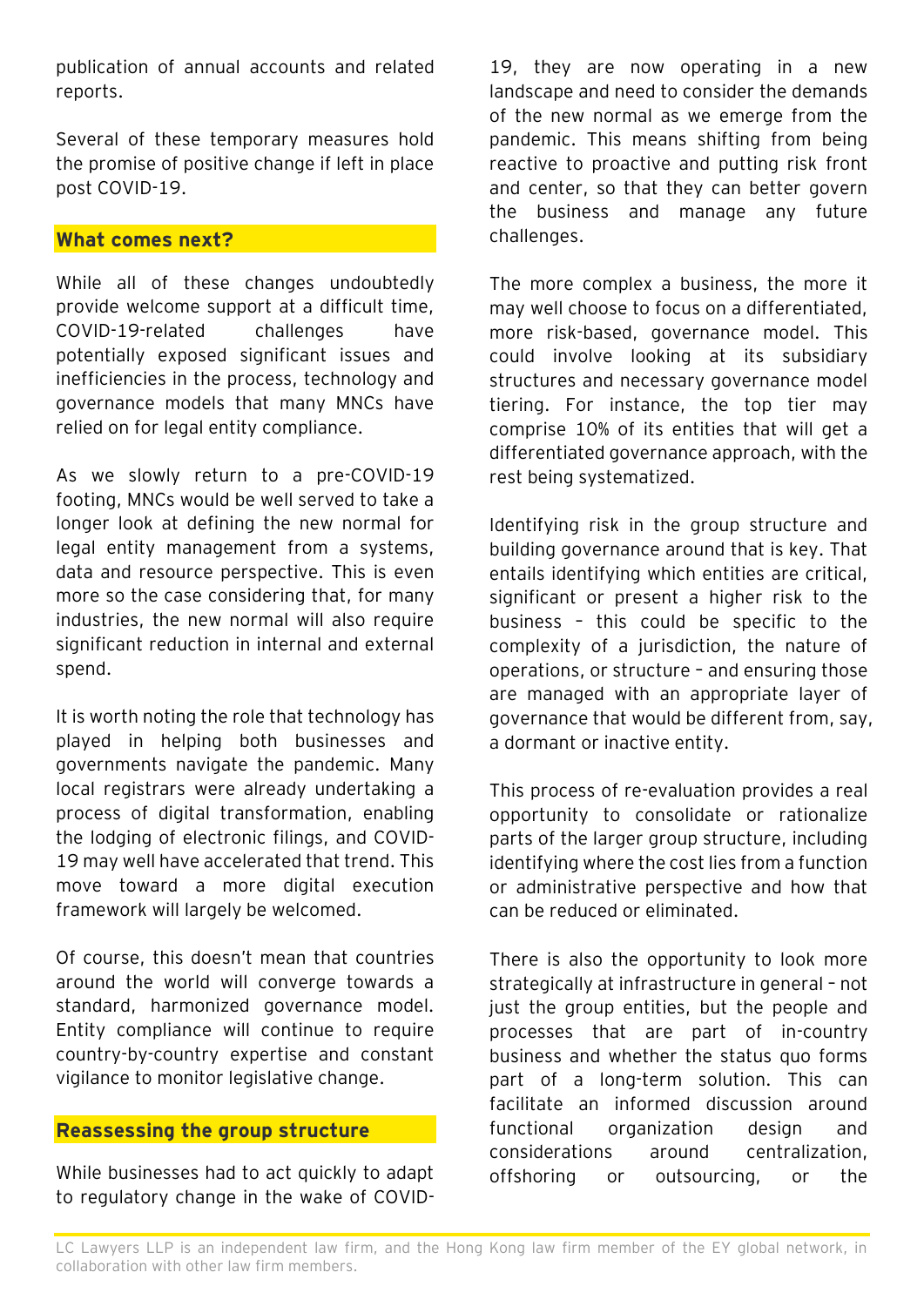publication of annual accounts and related reports.

Several of these temporary measures hold the promise of positive change if left in place post COVID-19.

## What comes next?

While all of these changes undoubtedly provide welcome support at a difficult time, COVID-19-related challenges have potentially exposed significant issues and inefficiencies in the process, technology and governance models that many MNCs have relied on for legal entity compliance.

As we slowly return to a pre-COVID-19 footing, MNCs would be well served to take a longer look at defining the new normal for legal entity management from a systems, data and resource perspective. This is even more so the case considering that, for many industries, the new normal will also require significant reduction in internal and external spend.

It is worth noting the role that technology has played in helping both businesses and governments navigate the pandemic. Many local registrars were already undertaking a process of digital transformation, enabling the lodging of electronic filings, and COVID-19 may well have accelerated that trend. This move toward a more digital execution framework will largely be welcomed.

Of course, this doesn't mean that countries around the world will converge towards a standard, harmonized governance model. Entity compliance will continue to require country-by-country expertise and constant vigilance to monitor legislative change.

## Reassessing the group structure

While businesses had to act quickly to adapt to regulatory change in the wake of COVID-19, they are now operating in a new landscape and need to consider the demands of the new normal as we emerge from the pandemic. This means shifting from being reactive to proactive and putting risk front and center, so that they can better govern the business and manage any future challenges.

The more complex a business, the more it may well choose to focus on a differentiated, more risk-based, governance model. This could involve looking at its subsidiary structures and necessary governance model tiering. For instance, the top tier may comprise 10% of its entities that will get a differentiated governance approach, with the rest being systematized.

Identifying risk in the group structure and building governance around that is key. That entails identifying which entities are critical, significant or present a higher risk to the business – this could be specific to the complexity of a jurisdiction, the nature of operations, or structure – and ensuring those are managed with an appropriate layer of governance that would be different from, say, a dormant or inactive entity.

This process of re-evaluation provides a real opportunity to consolidate or rationalize parts of the larger group structure, including identifying where the cost lies from a function or administrative perspective and how that can be reduced or eliminated.

There is also the opportunity to look more strategically at infrastructure in general – not just the group entities, but the people and processes that are part of in-country business and whether the status quo forms part of a long-term solution. This can facilitate an informed discussion around functional organization design and considerations around centralization, offshoring or outsourcing, or the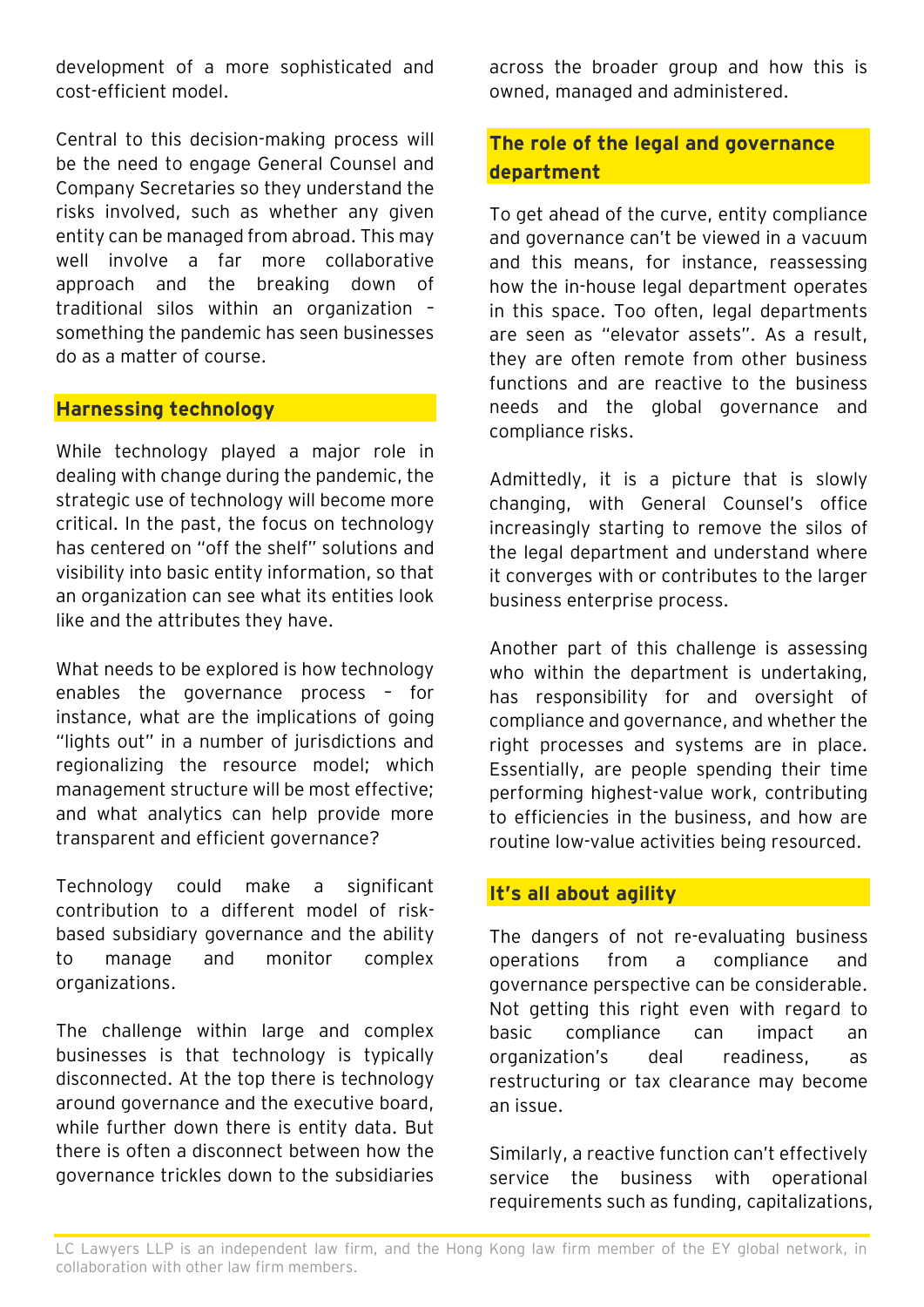development of a more sophisticated and cost-efficient model.

Central to this decision-making process will be the need to engage General Counsel and Company Secretaries so they understand the risks involved, such as whether any given entity can be managed from abroad. This may well involve a far more collaborative approach and the breaking down of traditional silos within an organization – something the pandemic has seen businesses do as a matter of course.

## Harnessing technology

While technology played a major role in dealing with change during the pandemic, the strategic use of technology will become more critical. In the past, the focus on technology has centered on "off the shelf" solutions and visibility into basic entity information, so that an organization can see what its entities look like and the attributes they have.

What needs to be explored is how technology enables the governance process – for instance, what are the implications of going "lights out" in a number of jurisdictions and regionalizing the resource model; which management structure will be most effective; and what analytics can help provide more transparent and efficient governance?

Technology could make a significant contribution to a different model of risk-based subsidiary governance and the ability to manage and monitor complex organizations.

The challenge within large and complex businesses is that technology is typically disconnected. At the top there is technology around governance and the executive board, while further down there is entity data. But there is often a disconnect between how the governance trickles down to the subsidiaries across the broader group and how this is owned, managed and administered.

## The role of the legal and governance department

To get ahead of the curve, entity compliance and governance can't be viewed in a vacuum and this means, for instance, reassessing how the in-house legal department operates in this space. Too often, legal departments are seen as "elevator assets". As a result, they are often remote from other business functions and are reactive to the business needs and the global governance and compliance risks.

Admittedly, it is a picture that is slowly changing, with General Counsel's office increasingly starting to remove the silos of the legal department and understand where it converges with or contributes to the larger business enterprise process.

Another part of this challenge is assessing who within the department is undertaking, has responsibility for and oversight of compliance and governance, and whether the right processes and systems are in place. Essentially, are people spending their time performing highest-value work, contributing to efficiencies in the business, and how are routine low-value activities being resourced.

## It's all about agility

The dangers of not re-evaluating business operations from a compliance and governance perspective can be considerable. Not getting this right even with regard to basic compliance can impact an organization's deal readiness, as restructuring or tax clearance may become an issue.

Similarly, a reactive function can't effectively service the business with operational requirements such as funding, capitalizations,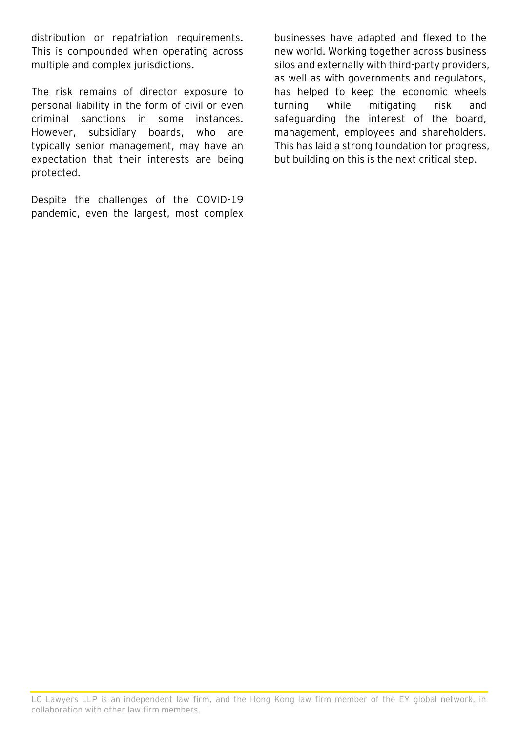distribution or repatriation requirements. This is compounded when operating across multiple and complex jurisdictions.

The risk remains of director exposure to personal liability in the form of civil or even criminal sanctions in some instances. However, subsidiary boards, who are typically senior management, may have an expectation that their interests are being protected.

Despite the challenges of the COVID-19 pandemic, even the largest, most complex businesses have adapted and flexed to the new world. Working together across business silos and externally with third-party providers, as well as with governments and regulators, has helped to keep the economic wheels turning while mitigating risk and safeguarding the interest of the board, management, employees and shareholders. This has laid a strong foundation for progress, but building on this is the next critical step.

LC Lawyers LLP is an independent law firm, and the Hong Kong law firm member of the EY global network, in collaboration with other law firm members.